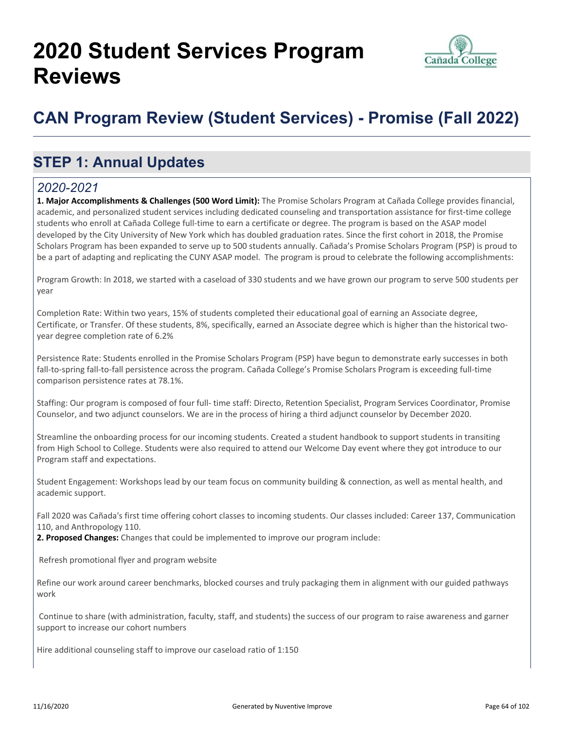# 2020 Student Services Program Reviews

## CAN Program Review (Student Services) - Promise (Fall 2022)

## STEP 1: Annual Updates

### *2020-2021*

**1. Major Accomplishments & Challenges (500 Word Limit):** The Promise Scholars Program at Cañada College provides financial, academic, and personalized student services including dedicated counseling and transportation assistance for first-time college students who enroll at Cañada College full-time to earn a certificate or degree. The program is based on the ASAP model developed by the City University of New York which has doubled graduation rates. Since the first cohort in 2018, the Promise Scholars Program has been expanded to serve up to 500 students annually. Cañada's Promise Scholars Program (PSP) is proud to be a part of adapting and replicating the CUNY ASAP model. The program is proud to celebrate the following accomplishments:

Program Growth: In 2018, we started with a caseload of 330 students and we have grown our program to serve 500 students per year

Completion Rate: Within two years, 15% of students completed their educational goal of earning an Associate degree, Certificate, or Transfer. Of these students, 8%, specifically, earned an Associate degree which is higher than the historical two-year degree completion rate of 6.2%

Persistence Rate: Students enrolled in the Promise Scholars Program (PSP) have begun to demonstrate early successes in both fall-to-spring fall-to-fall persistence across the program. Cañada College's Promise Scholars Program is exceeding full-time comparison persistence rates at 78.1%.

Staffing: Our program is composed of four full- time staff: Directo, Retention Specialist, Program Services Coordinator, Promise Counselor, and two adjunct counselors. We are in the process of hiring a third adjunct counselor by December 2020.

Streamline the onboarding process for our incoming students. Created a student handbook to support students in transiting from High School to College. Students were also required to attend our Welcome Day event where they got introduce to our Program staff and expectations.

Student Engagement: Workshops lead by our team focus on community building & connection, as well as mental health, and academic support.

Fall 2020 was Cañada's first time offering cohort classes to incoming students. Our classes included: Career 137, Communication 110, and Anthropology 110.

**2. Proposed Changes:** Changes that could be implemented to improve our program include:

Refresh promotional flyer and program website

Refine our work around career benchmarks, blocked courses and truly packaging them in alignment with our guided pathways work

Continue to share (with administration, faculty, staff, and students) the success of our program to raise awareness and garner support to increase our cohort numbers

Hire additional counseling staff to improve our caseload ratio of 1:150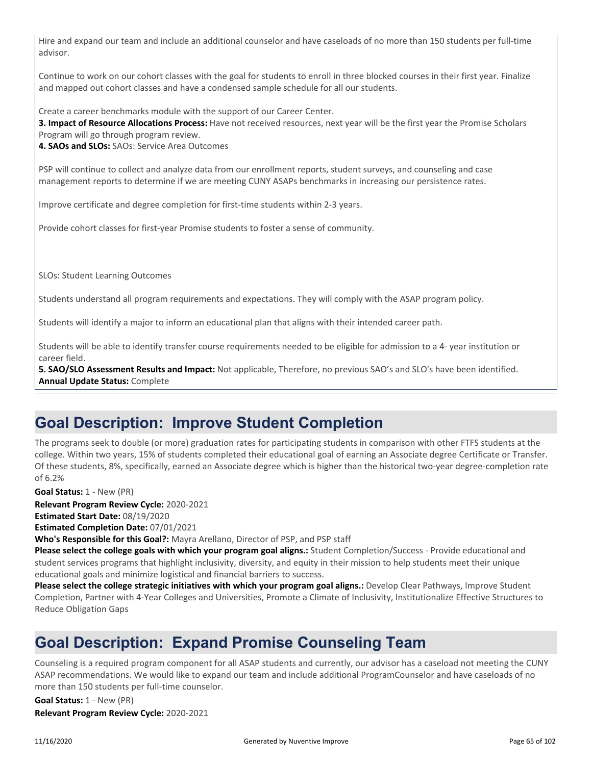Hire and expand our team and include an additional counselor and have caseloads of no more than 150 students per full-time advisor.

Continue to work on our cohort classes with the goal for students to enroll in three blocked courses in their first year. Finalize and mapped out cohort classes and have a condensed sample schedule for all our students.

Create a career benchmarks module with the support of our Career Center.

**3. Impact of Resource Allocations Process:** Have not received resources, next year will be the first year the Promise Scholars Program will go through program review.

**4. SAOs and SLOs:** SAOs: Service Area Outcomes

PSP will continue to collect and analyze data from our enrollment reports, student surveys, and counseling and case management reports to determine if we are meeting CUNY ASAPs benchmarks in increasing our persistence rates.

Improve certificate and degree completion for first-time students within 2-3 years.

Provide cohort classes for first-year Promise students to foster a sense of community.

SLOs: Student Learning Outcomes

Students understand all program requirements and expectations. They will comply with the ASAP program policy.

Students will identify a major to inform an educational plan that aligns with their intended career path.

Students will be able to identify transfer course requirements needed to be eligible for admission to a 4- year institution or career field.

**5. SAO/SLO Assessment Results and Impact:** Not applicable, Therefore, no previous SAO's and SLO's have been identified.

**Annual Update Status:** Complete

## Goal Description: Improve Student Completion

The programs seek to double (or more) graduation rates for participating students in comparison with other FTFS students at the college. Within two years, 15% of students completed their educational goal of earning an Associate degree Certificate or Transfer. Of these students, 8%, specifically, earned an Associate degree which is higher than the historical two-year degree-completion rate of 6.2%

**Goal Status:** 1 - New (PR)

**Relevant Program Review Cycle:** 2020-2021

**Estimated Start Date:** 08/19/2020

**Estimated Completion Date:** 07/01/2021

**Who's Responsible for this Goal?:** Mayra Arellano, Director of PSP, and PSP staff

**Please select the college goals with which your program goal aligns.:** Student Completion/Success - Provide educational and student services programs that highlight inclusivity, diversity, and equity in their mission to help students meet their unique educational goals and minimize logistical and financial barriers to success.

**Please select the college strategic initiatives with which your program goal aligns.:** Develop Clear Pathways, Improve Student Completion, Partner with 4-Year Colleges and Universities, Promote a Climate of Inclusivity, Institutionalize Effective Structures to Reduce Obligation Gaps

## Goal Description: Expand Promise Counseling Team

Counseling is a required program component for all ASAP students and currently, our advisor has a caseload not meeting the CUNY ASAP recommendations. We would like to expand our team and include additional ProgramCounselor and have caseloads of no more than 150 students per full-time counselor.

**Goal Status:** 1 - New (PR)

**Relevant Program Review Cycle:** 2020-2021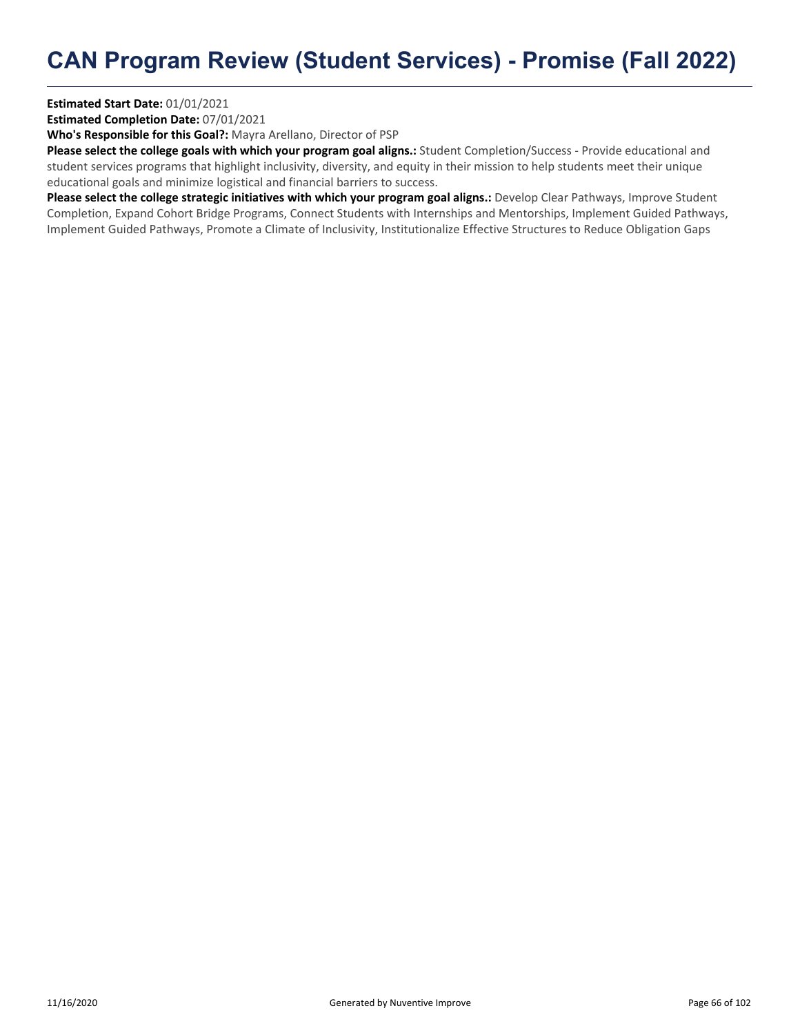**Estimated Start Date:** 01/01/2021

**Estimated Completion Date:** 07/01/2021

**Who's Responsible for this Goal?:** Mayra Arellano, Director of PSP

**Please select the college goals with which your program goal aligns.:** Student Completion/Success - Provide educational and student services programs that highlight inclusivity, diversity, and equity in their mission to help students meet their unique educational goals and minimize logistical and financial barriers to success.

**Please select the college strategic initiatives with which your program goal aligns.:** Develop Clear Pathways, Improve Student Completion, Expand Cohort Bridge Programs, Connect Students with Internships and Mentorships, Implement Guided Pathways, Implement Guided Pathways, Promote a Climate of Inclusivity, Institutionalize Effective Structures to Reduce Obligation Gaps